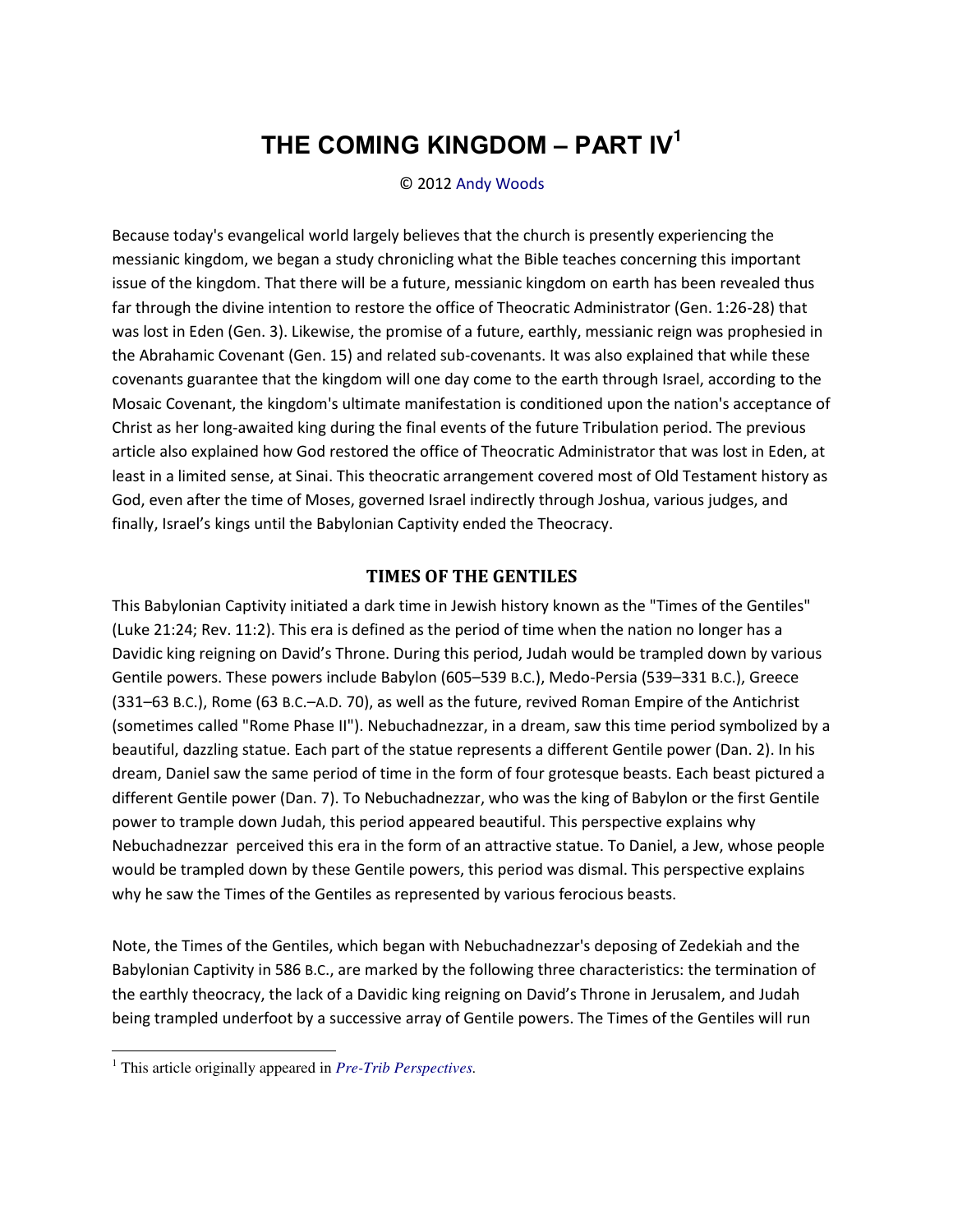# THE COMING KINGDOM – PART IV[1]

© 2012 Andy Woods

Because today's evangelical world largely believes that the church is presently experiencing the messianic kingdom, we began a study chronicling what the Bible teaches concerning this important issue of the kingdom. That there will be a future, messianic kingdom on earth has been revealed thus far through the divine intention to restore the office of Theocratic Administrator (Gen. 1:26-28) that was lost in Eden (Gen. 3). Likewise, the promise of a future, earthly, messianic reign was prophesied in the Abrahamic Covenant (Gen. 15) and related sub-covenants. It was also explained that while these covenants guarantee that the kingdom will one day come to the earth through Israel, according to the Mosaic Covenant, the kingdom's ultimate manifestation is conditioned upon the nation's acceptance of Christ as her long-awaited king during the final events of the future Tribulation period. The previous article also explained how God restored the office of Theocratic Administrator that was lost in Eden, at least in a limited sense, at Sinai. This theocratic arrangement covered most of Old Testament history as God, even after the time of Moses, governed Israel indirectly through Joshua, various judges, and finally, Israel's kings until the Babylonian Captivity ended the Theocracy.

## TIMES OF THE GENTILES

This Babylonian Captivity initiated a dark time in Jewish history known as the "Times of the Gentiles" (Luke 21:24; Rev. 11:2). This era is defined as the period of time when the nation no longer has a Davidic king reigning on David's Throne. During this period, Judah would be trampled down by various Gentile powers. These powers include Babylon (605–539 B.C.), Medo-Persia (539–331 B.C.), Greece (331–63 B.C.), Rome (63 B.C.–A.D. 70), as well as the future, revived Roman Empire of the Antichrist (sometimes called "Rome Phase II"). Nebuchadnezzar, in a dream, saw this time period symbolized by a beautiful, dazzling statue. Each part of the statue represents a different Gentile power (Dan. 2). In his dream, Daniel saw the same period of time in the form of four grotesque beasts. Each beast pictured a different Gentile power (Dan. 7). To Nebuchadnezzar, who was the king of Babylon or the first Gentile power to trample down Judah, this period appeared beautiful. This perspective explains why Nebuchadnezzar perceived this era in the form of an attractive statue. To Daniel, a Jew, whose people would be trampled down by these Gentile powers, this period was dismal. This perspective explains why he saw the Times of the Gentiles as represented by various ferocious beasts.

Note, the Times of the Gentiles, which began with Nebuchadnezzar's deposing of Zedekiah and the Babylonian Captivity in 586 B.C., are marked by the following three characteristics: the termination of the earthly theocracy, the lack of a Davidic king reigning on David's Throne in Jerusalem, and Judah being trampled underfoot by a successive array of Gentile powers. The Times of the Gentiles will run

[1] This article originally appeared in *Pre-Trib Perspectives.*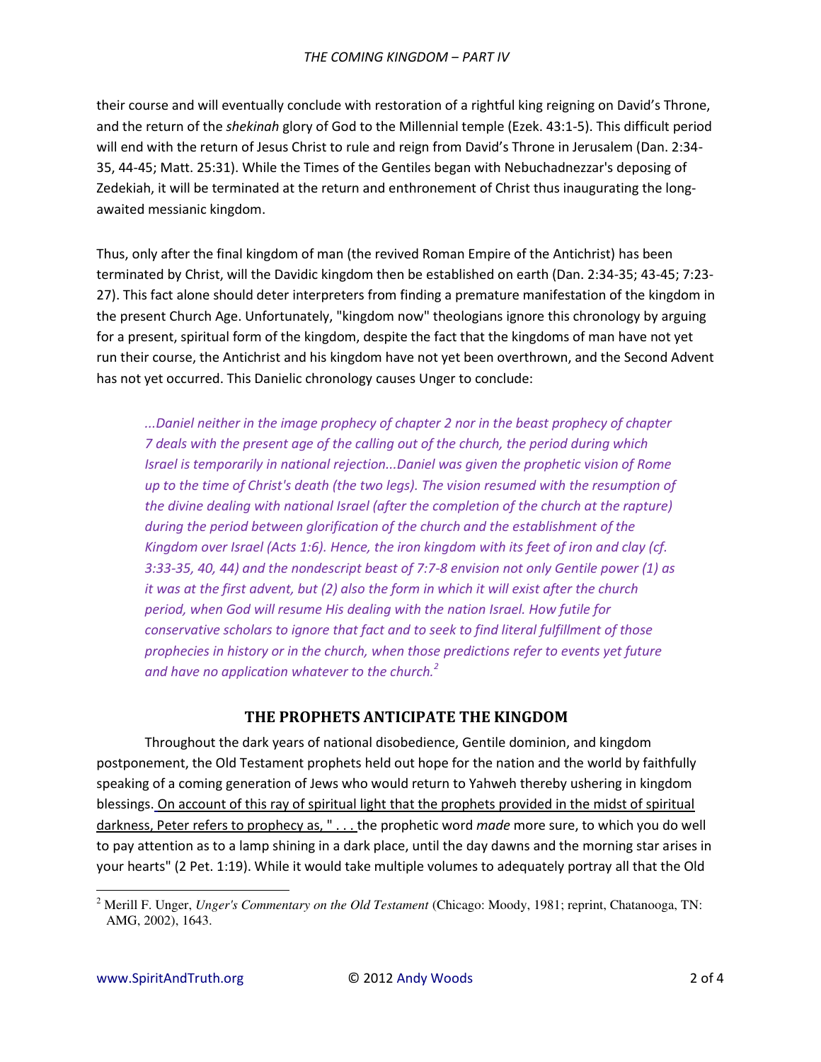their course and will eventually conclude with restoration of a rightful king reigning on David's Throne, and the return of the *shekinah* glory of God to the Millennial temple (Ezek. 43:1-5). This difficult period will end with the return of Jesus Christ to rule and reign from David's Throne in Jerusalem (Dan. 2:34-35, 44-45; Matt. 25:31). While the Times of the Gentiles began with Nebuchadnezzar's deposing of Zedekiah, it will be terminated at the return and enthronement of Christ thus inaugurating the long-awaited messianic kingdom.

Thus, only after the final kingdom of man (the revived Roman Empire of the Antichrist) has been terminated by Christ, will the Davidic kingdom then be established on earth (Dan. 2:34-35; 43-45; 7:23-27). This fact alone should deter interpreters from finding a premature manifestation of the kingdom in the present Church Age. Unfortunately, "kingdom now" theologians ignore this chronology by arguing for a present, spiritual form of the kingdom, despite the fact that the kingdoms of man have not yet run their course, the Antichrist and his kingdom have not yet been overthrown, and the Second Advent has not yet occurred. This Danielic chronology causes Unger to conclude:

> *...Daniel neither in the image prophecy of chapter 2 nor in the beast prophecy of chapter 7 deals with the present age of the calling out of the church, the period during which Israel is temporarily in national rejection...Daniel was given the prophetic vision of Rome up to the time of Christ's death (the two legs). The vision resumed with the resumption of the divine dealing with national Israel (after the completion of the church at the rapture) during the period between glorification of the church and the establishment of the Kingdom over Israel (Acts 1:6). Hence, the iron kingdom with its feet of iron and clay (cf. 3:33-35, 40, 44) and the nondescript beast of 7:7-8 envision not only Gentile power (1) as it was at the first advent, but (2) also the form in which it will exist after the church period, when God will resume His dealing with the nation Israel. How futile for conservative scholars to ignore that fact and to seek to find literal fulfillment of those prophecies in history or in the church, when those predictions refer to events yet future and have no application whatever to the church.*[2]

## THE PROPHETS ANTICIPATE THE KINGDOM

Throughout the dark years of national disobedience, Gentile dominion, and kingdom postponement, the Old Testament prophets held out hope for the nation and the world by faithfully speaking of a coming generation of Jews who would return to Yahweh thereby ushering in kingdom blessings. On account of this ray of spiritual light that the prophets provided in the midst of spiritual darkness, Peter refers to prophecy as, " . . . the prophetic word *made* more sure, to which you do well to pay attention as to a lamp shining in a dark place, until the day dawns and the morning star arises in your hearts" (2 Pet. 1:19). While it would take multiple volumes to adequately portray all that the Old

---

[2] Merill F. Unger, *Unger's Commentary on the Old Testament* (Chicago: Moody, 1981; reprint, Chatanooga, TN: AMG, 2002), 1643.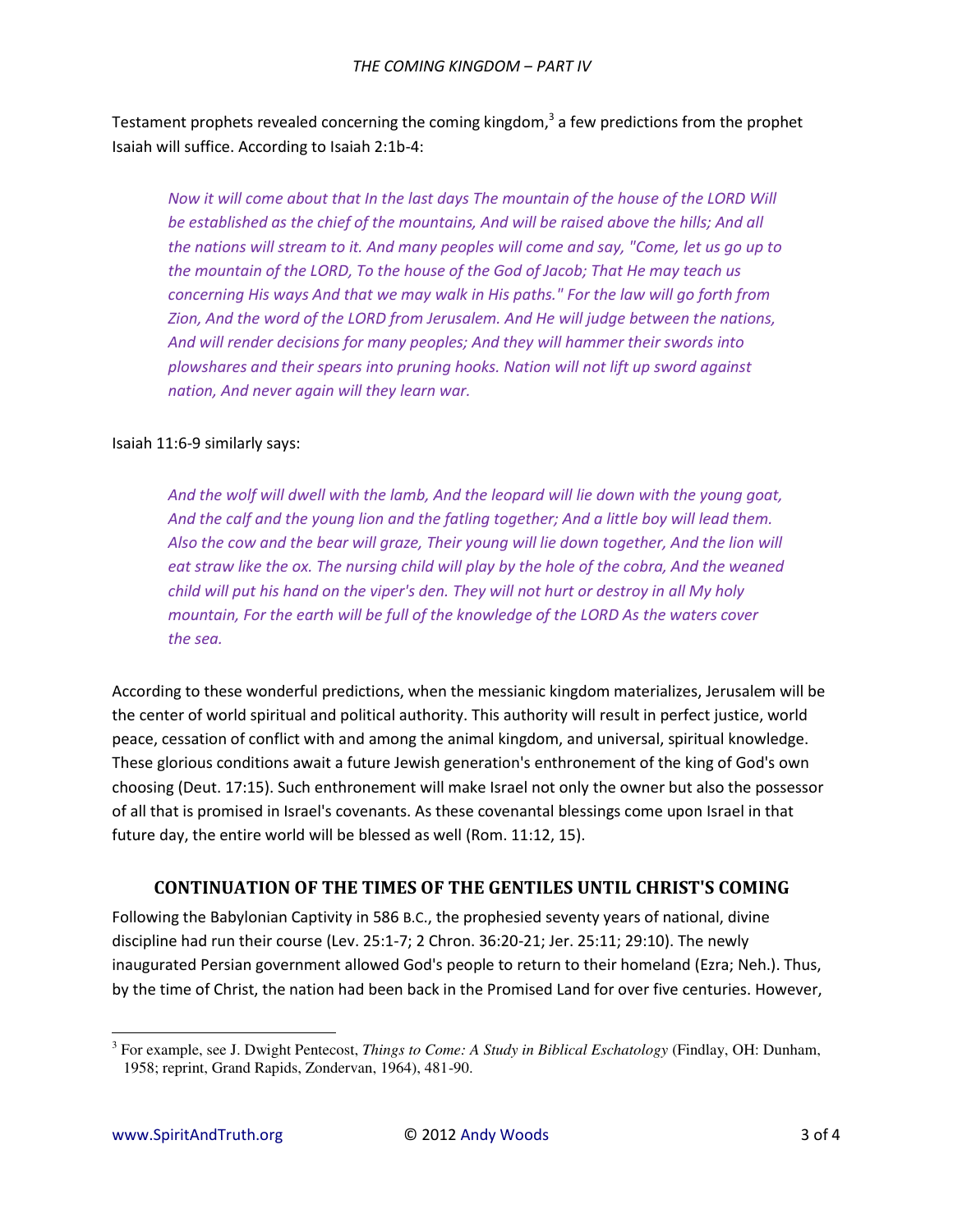Testament prophets revealed concerning the coming kingdom,[3] a few predictions from the prophet Isaiah will suffice. According to Isaiah 2:1b-4:

> *Now it will come about that In the last days The mountain of the house of the LORD Will be established as the chief of the mountains, And will be raised above the hills; And all the nations will stream to it. And many peoples will come and say, "Come, let us go up to the mountain of the LORD, To the house of the God of Jacob; That He may teach us concerning His ways And that we may walk in His paths." For the law will go forth from Zion, And the word of the LORD from Jerusalem. And He will judge between the nations, And will render decisions for many peoples; And they will hammer their swords into plowshares and their spears into pruning hooks. Nation will not lift up sword against nation, And never again will they learn war.*

Isaiah 11:6-9 similarly says:

> *And the wolf will dwell with the lamb, And the leopard will lie down with the young goat, And the calf and the young lion and the fatling together; And a little boy will lead them. Also the cow and the bear will graze, Their young will lie down together, And the lion will eat straw like the ox. The nursing child will play by the hole of the cobra, And the weaned child will put his hand on the viper's den. They will not hurt or destroy in all My holy mountain, For the earth will be full of the knowledge of the LORD As the waters cover the sea.*

According to these wonderful predictions, when the messianic kingdom materializes, Jerusalem will be the center of world spiritual and political authority. This authority will result in perfect justice, world peace, cessation of conflict with and among the animal kingdom, and universal, spiritual knowledge. These glorious conditions await a future Jewish generation's enthronement of the king of God's own choosing (Deut. 17:15). Such enthronement will make Israel not only the owner but also the possessor of all that is promised in Israel's covenants. As these covenantal blessings come upon Israel in that future day, the entire world will be blessed as well (Rom. 11:12, 15).

## CONTINUATION OF THE TIMES OF THE GENTILES UNTIL CHRIST'S COMING

Following the Babylonian Captivity in 586 B.C., the prophesied seventy years of national, divine discipline had run their course (Lev. 25:1-7; 2 Chron. 36:20-21; Jer. 25:11; 29:10). The newly inaugurated Persian government allowed God's people to return to their homeland (Ezra; Neh.). Thus, by the time of Christ, the nation had been back in the Promised Land for over five centuries. However,

---

[3] For example, see J. Dwight Pentecost, *Things to Come: A Study in Biblical Eschatology* (Findlay, OH: Dunham, 1958; reprint, Grand Rapids, Zondervan, 1964), 481-90.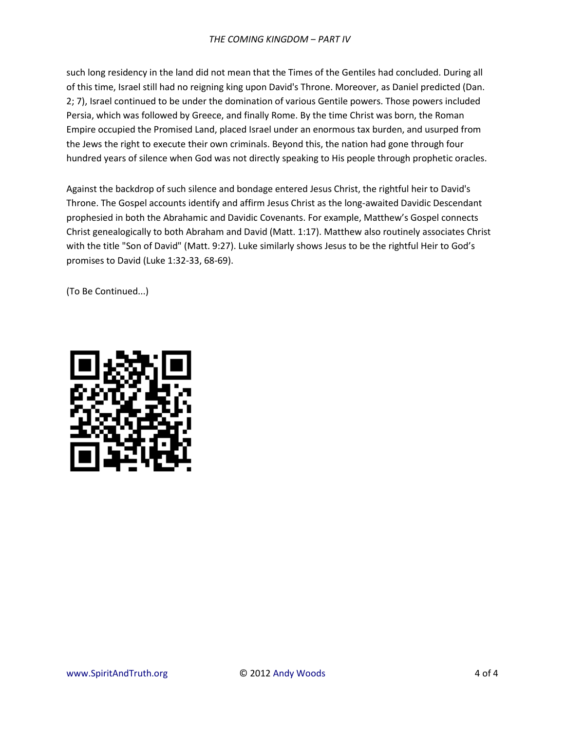such long residency in the land did not mean that the Times of the Gentiles had concluded. During all of this time, Israel still had no reigning king upon David's Throne. Moreover, as Daniel predicted (Dan. 2; 7), Israel continued to be under the domination of various Gentile powers. Those powers included Persia, which was followed by Greece, and finally Rome. By the time Christ was born, the Roman Empire occupied the Promised Land, placed Israel under an enormous tax burden, and usurped from the Jews the right to execute their own criminals. Beyond this, the nation had gone through four hundred years of silence when God was not directly speaking to His people through prophetic oracles.

Against the backdrop of such silence and bondage entered Jesus Christ, the rightful heir to David's Throne. The Gospel accounts identify and affirm Jesus Christ as the long-awaited Davidic Descendant prophesied in both the Abrahamic and Davidic Covenants. For example, Matthew's Gospel connects Christ genealogically to both Abraham and David (Matt. 1:17). Matthew also routinely associates Christ with the title "Son of David" (Matt. 9:27). Luke similarly shows Jesus to be the rightful Heir to God's promises to David (Luke 1:32-33, 68-69).

(To Be Continued...)